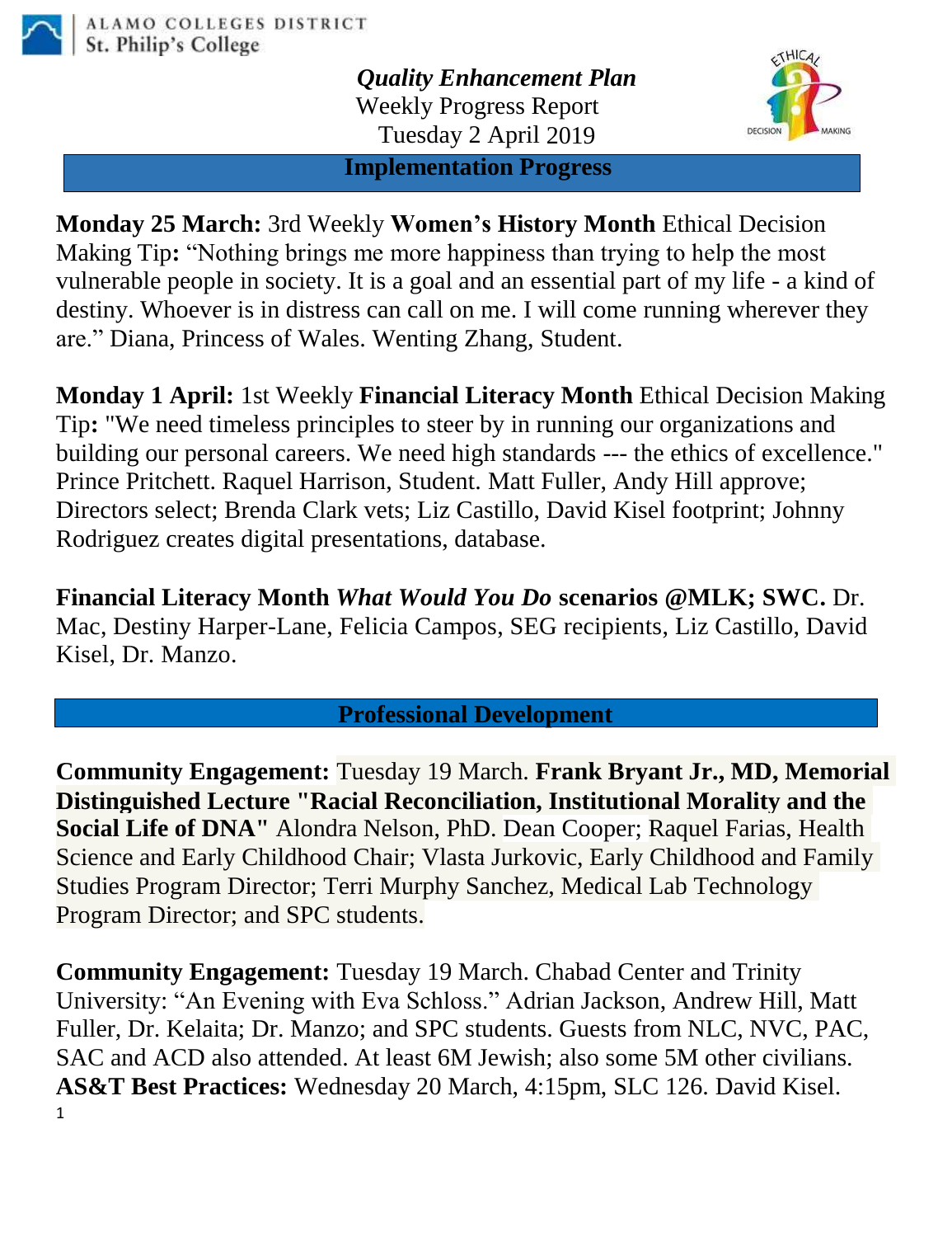ALAMO COLLEGES DISTRICT
St. Philip's College

# *Quality Enhancement Plan*

Weekly Progress Report
Tuesday 2 April 2019

## Implementation Progress

**Monday 25 March:** 3rd Weekly **Women's History Month** Ethical Decision Making Tip**:** "Nothing brings me more happiness than trying to help the most vulnerable people in society. It is a goal and an essential part of my life - a kind of destiny. Whoever is in distress can call on me. I will come running wherever they are." Diana, Princess of Wales. Wenting Zhang, Student.

**Monday 1 April:** 1st Weekly **Financial Literacy Month** Ethical Decision Making Tip**:** "We need timeless principles to steer by in running our organizations and building our personal careers. We need high standards --- the ethics of excellence." Prince Pritchett. Raquel Harrison, Student. Matt Fuller, Andy Hill approve; Directors select; Brenda Clark vets; Liz Castillo, David Kisel footprint; Johnny Rodriguez creates digital presentations, database.

**Financial Literacy Month *What Would You Do* scenarios @MLK; SWC.** Dr. Mac, Destiny Harper-Lane, Felicia Campos, SEG recipients, Liz Castillo, David Kisel, Dr. Manzo.

## Professional Development

**Community Engagement:** Tuesday 19 March. **Frank Bryant Jr., MD, Memorial Distinguished Lecture "Racial Reconciliation, Institutional Morality and the Social Life of DNA"** Alondra Nelson, PhD. Dean Cooper; Raquel Farias, Health Science and Early Childhood Chair; Vlasta Jurkovic, Early Childhood and Family Studies Program Director; Terri Murphy Sanchez, Medical Lab Technology Program Director; and SPC students.

**Community Engagement:** Tuesday 19 March. Chabad Center and Trinity University: "An Evening with Eva Schloss." Adrian Jackson, Andrew Hill, Matt Fuller, Dr. Kelaita; Dr. Manzo; and SPC students. Guests from NLC, NVC, PAC, SAC and ACD also attended. At least 6M Jewish; also some 5M other civilians.
**AS&T Best Practices:** Wednesday 20 March, 4:15pm, SLC 126. David Kisel.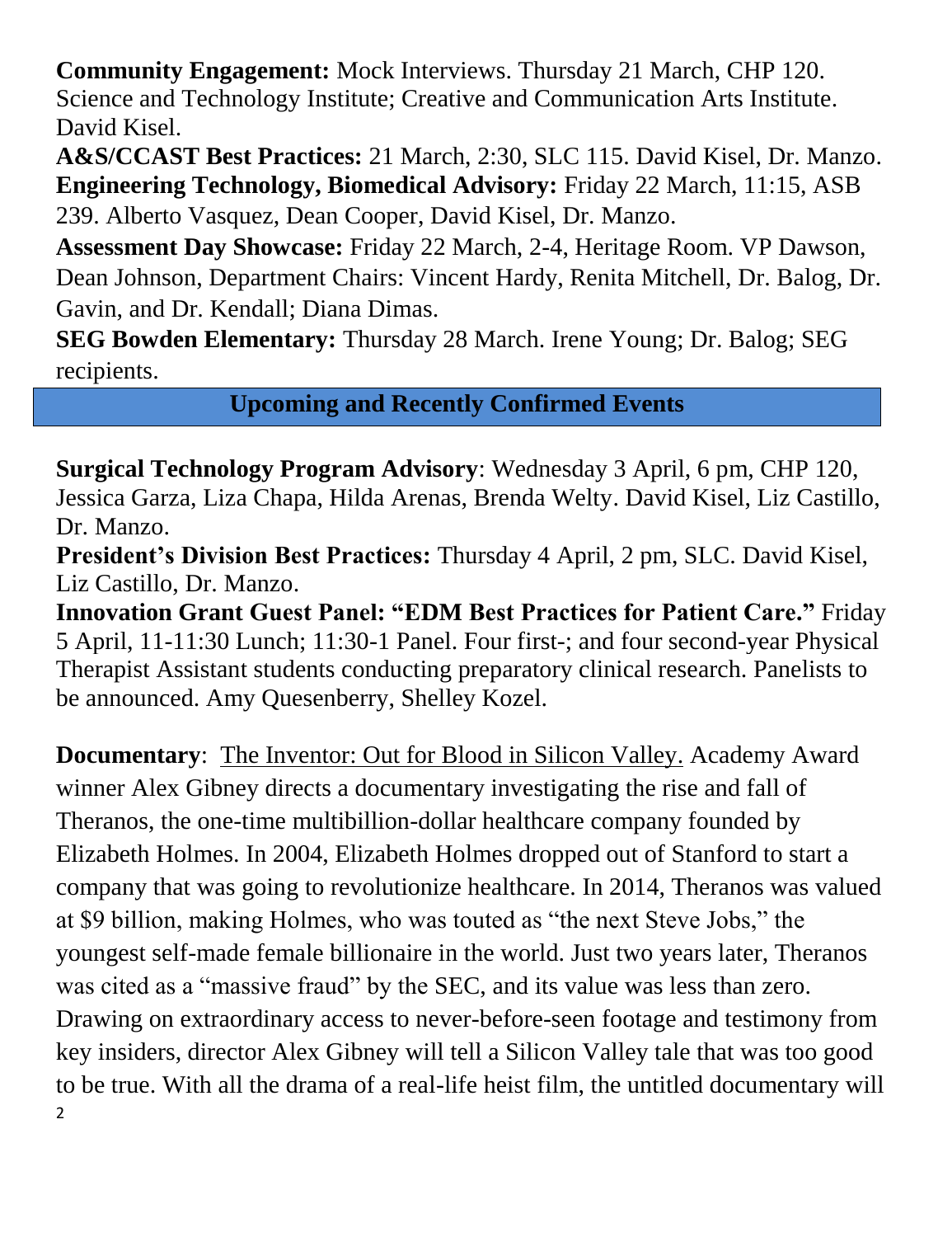**Community Engagement:** Mock Interviews. Thursday 21 March, CHP 120. Science and Technology Institute; Creative and Communication Arts Institute. David Kisel.

**A&S/CCAST Best Practices:** 21 March, 2:30, SLC 115. David Kisel, Dr. Manzo.

**Engineering Technology, Biomedical Advisory:** Friday 22 March, 11:15, ASB 239. Alberto Vasquez, Dean Cooper, David Kisel, Dr. Manzo.

**Assessment Day Showcase:** Friday 22 March, 2-4, Heritage Room. VP Dawson, Dean Johnson, Department Chairs: Vincent Hardy, Renita Mitchell, Dr. Balog, Dr. Gavin, and Dr. Kendall; Diana Dimas.

**SEG Bowden Elementary:** Thursday 28 March. Irene Young; Dr. Balog; SEG recipients.

## Upcoming and Recently Confirmed Events

**Surgical Technology Program Advisory**: Wednesday 3 April, 6 pm, CHP 120, Jessica Garza, Liza Chapa, Hilda Arenas, Brenda Welty. David Kisel, Liz Castillo, Dr. Manzo.

**President's Division Best Practices:** Thursday 4 April, 2 pm, SLC. David Kisel, Liz Castillo, Dr. Manzo.

**Innovation Grant Guest Panel: "EDM Best Practices for Patient Care."** Friday 5 April, 11-11:30 Lunch; 11:30-1 Panel. Four first-; and four second-year Physical Therapist Assistant students conducting preparatory clinical research. Panelists to be announced. Amy Quesenberry, Shelley Kozel.

**Documentary**: The Inventor: Out for Blood in Silicon Valley. Academy Award winner Alex Gibney directs a documentary investigating the rise and fall of Theranos, the one-time multibillion-dollar healthcare company founded by Elizabeth Holmes. In 2004, Elizabeth Holmes dropped out of Stanford to start a company that was going to revolutionize healthcare. In 2014, Theranos was valued at $9 billion, making Holmes, who was touted as "the next Steve Jobs," the youngest self-made female billionaire in the world. Just two years later, Theranos was cited as a "massive fraud" by the SEC, and its value was less than zero. Drawing on extraordinary access to never-before-seen footage and testimony from key insiders, director Alex Gibney will tell a Silicon Valley tale that was too good to be true. With all the drama of a real-life heist film, the untitled documentary will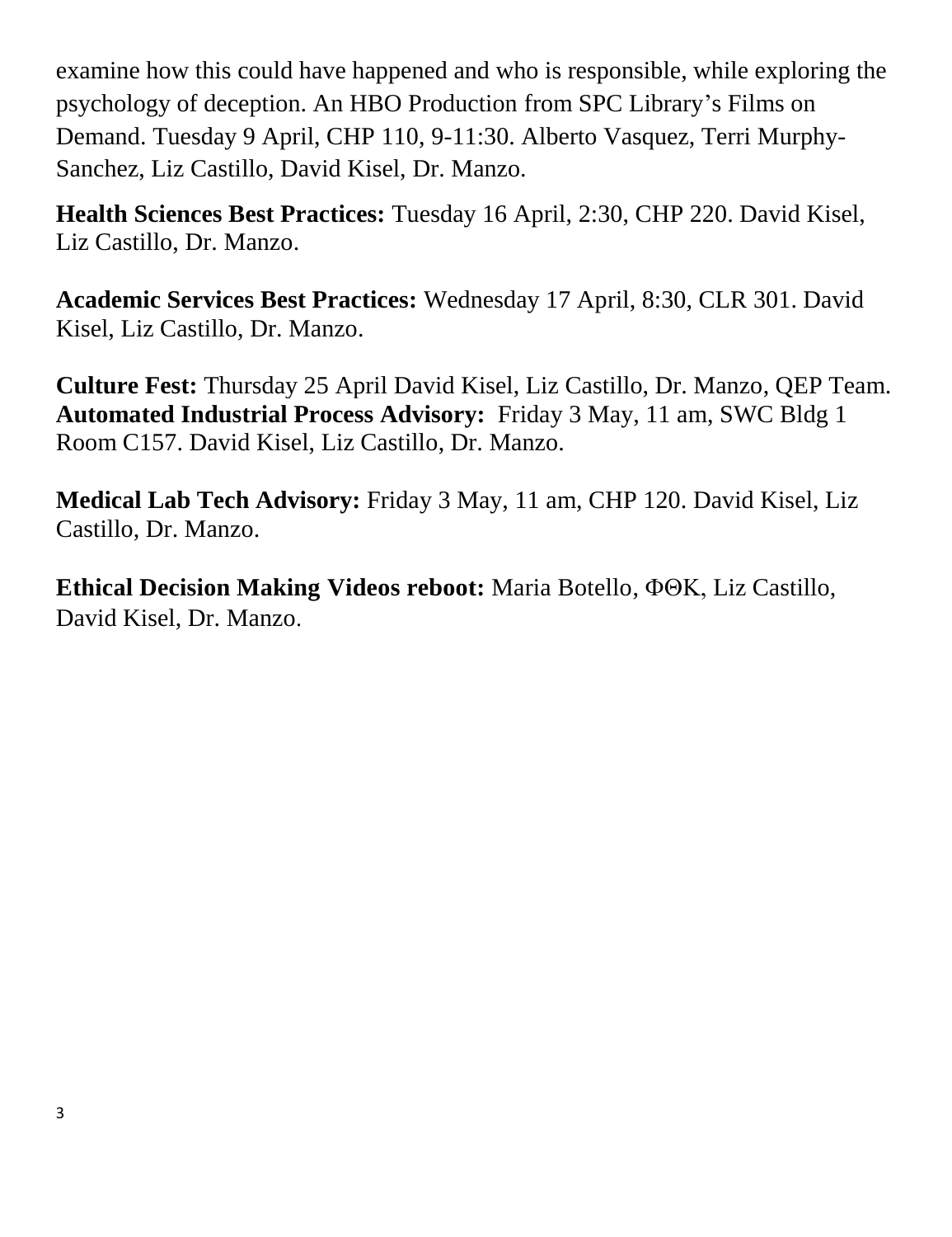examine how this could have happened and who is responsible, while exploring the psychology of deception. An HBO Production from SPC Library's Films on Demand. Tuesday 9 April, CHP 110, 9-11:30. Alberto Vasquez, Terri Murphy-Sanchez, Liz Castillo, David Kisel, Dr. Manzo.

**Health Sciences Best Practices:** Tuesday 16 April, 2:30, CHP 220. David Kisel, Liz Castillo, Dr. Manzo.

**Academic Services Best Practices:** Wednesday 17 April, 8:30, CLR 301. David Kisel, Liz Castillo, Dr. Manzo.

**Culture Fest:** Thursday 25 April David Kisel, Liz Castillo, Dr. Manzo, QEP Team.
**Automated Industrial Process Advisory:** Friday 3 May, 11 am, SWC Bldg 1 Room C157. David Kisel, Liz Castillo, Dr. Manzo.

**Medical Lab Tech Advisory:** Friday 3 May, 11 am, CHP 120. David Kisel, Liz Castillo, Dr. Manzo.

**Ethical Decision Making Videos reboot:** Maria Botello, ΦΘΚ, Liz Castillo, David Kisel, Dr. Manzo.